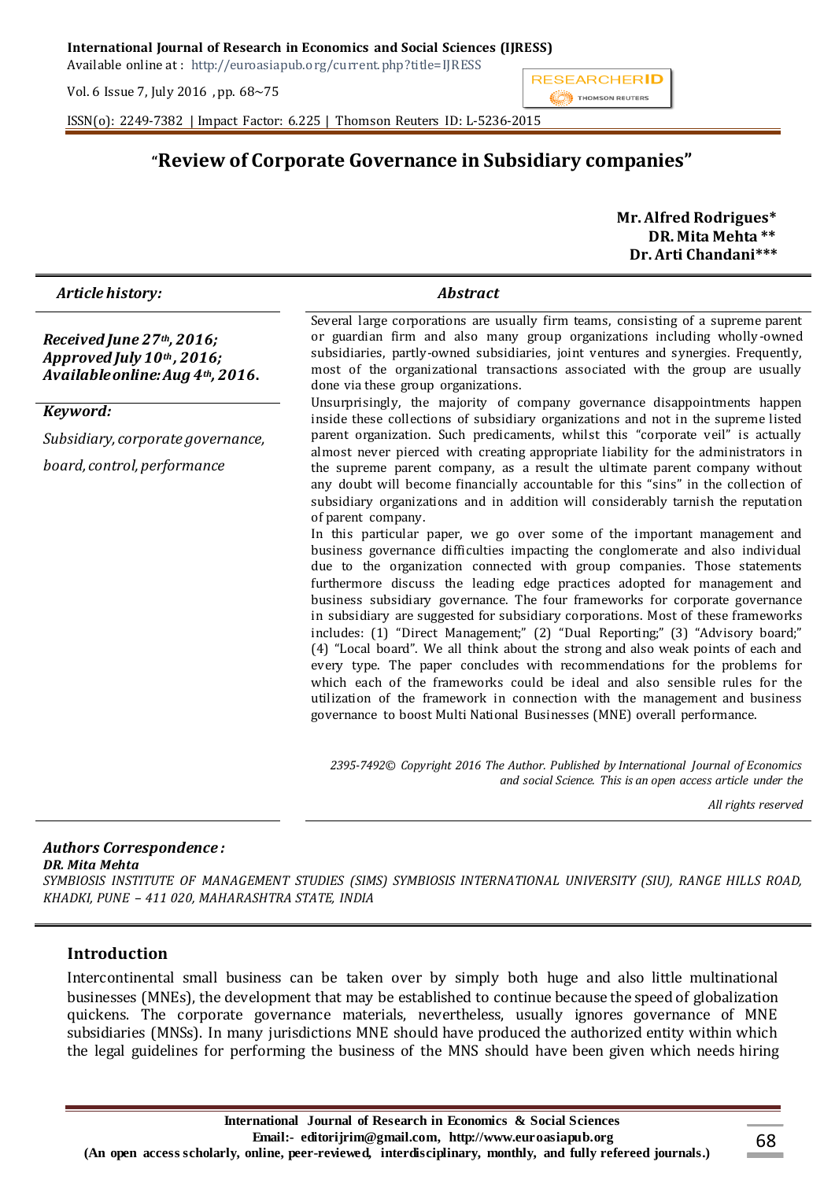# "Review of Corporate Governance in Subsidiary companies"

**Mr. Alfred Rodrigues\***
**DR. Mita Mehta \*\***
**Dr. Arti Chandani\*\*\***

***Article history:***

***Received June 27th, 2016; Approved July 10th, 2016; Available online: Aug 4th, 2016.***

***Keyword:***

*Subsidiary, corporate governance, board, control, performance*

## *Abstract*

Several large corporations are usually firm teams, consisting of a supreme parent or guardian firm and also many group organizations including wholly-owned subsidiaries, partly-owned subsidiaries, joint ventures and synergies. Frequently, most of the organizational transactions associated with the group are usually done via these group organizations.

Unsurprisingly, the majority of company governance disappointments happen inside these collections of subsidiary organizations and not in the supreme listed parent organization. Such predicaments, whilst this "corporate veil" is actually almost never pierced with creating appropriate liability for the administrators in the supreme parent company, as a result the ultimate parent company without any doubt will become financially accountable for this "sins" in the collection of subsidiary organizations and in addition will considerably tarnish the reputation of parent company.

In this particular paper, we go over some of the important management and business governance difficulties impacting the conglomerate and also individual due to the organization connected with group companies. Those statements furthermore discuss the leading edge practices adopted for management and business subsidiary governance. The four frameworks for corporate governance in subsidiary are suggested for subsidiary corporations. Most of these frameworks includes: (1) "Direct Management;" (2) "Dual Reporting;" (3) "Advisory board;" (4) "Local board". We all think about the strong and also weak points of each and every type. The paper concludes with recommendations for the problems for which each of the frameworks could be ideal and also sensible rules for the utilization of the framework in connection with the management and business governance to boost Multi National Businesses (MNE) overall performance.

*2395-7492© Copyright 2016 The Author. Published by International Journal of Economics and social Science. This is an open access article under the*

*All rights reserved*

***Authors Correspondence :***
***DR. Mita Mehta***
*SYMBIOSIS INSTITUTE OF MANAGEMENT STUDIES (SIMS) SYMBIOSIS INTERNATIONAL UNIVERSITY (SIU), RANGE HILLS ROAD, KHADKI, PUNE – 411 020, MAHARASHTRA STATE, INDIA*

## Introduction

Intercontinental small business can be taken over by simply both huge and also little multinational businesses (MNEs), the development that may be established to continue because the speed of globalization quickens. The corporate governance materials, nevertheless, usually ignores governance of MNE subsidiaries (MNSs). In many jurisdictions MNE should have produced the authorized entity within which the legal guidelines for performing the business of the MNS should have been given which needs hiring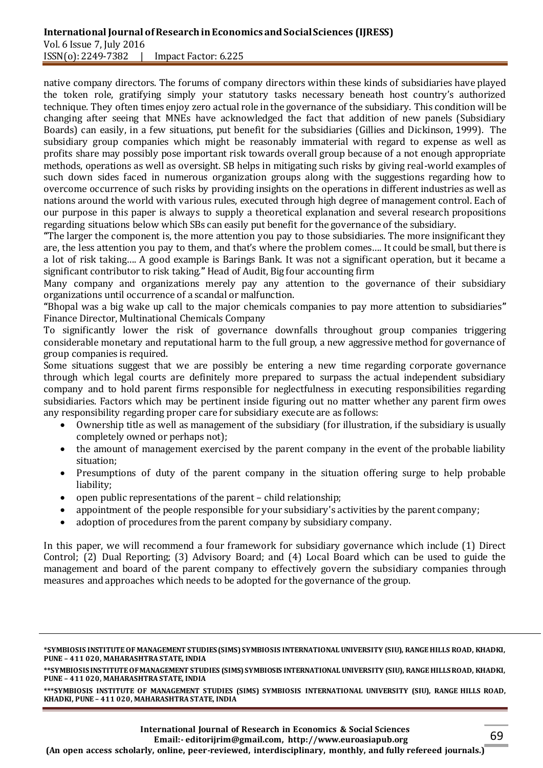native company directors. The forums of company directors within these kinds of subsidiaries have played the token role, gratifying simply your statutory tasks necessary beneath host country's authorized technique. They often times enjoy zero actual role in the governance of the subsidiary. This condition will be changing after seeing that MNEs have acknowledged the fact that addition of new panels (Subsidiary Boards) can easily, in a few situations, put benefit for the subsidiaries (Gillies and Dickinson, 1999). The subsidiary group companies which might be reasonably immaterial with regard to expense as well as profits share may possibly pose important risk towards overall group because of a not enough appropriate methods, operations as well as oversight. SB helps in mitigating such risks by giving real-world examples of such down sides faced in numerous organization groups along with the suggestions regarding how to overcome occurrence of such risks by providing insights on the operations in different industries as well as nations around the world with various rules, executed through high degree of management control. Each of our purpose in this paper is always to supply a theoretical explanation and several research propositions regarding situations below which SBs can easily put benefit for the governance of the subsidiary.

"The larger the component is, the more attention you pay to those subsidiaries. The more insignificant they are, the less attention you pay to them, and that's where the problem comes…. It could be small, but there is a lot of risk taking…. A good example is Barings Bank. It was not a significant operation, but it became a significant contributor to risk taking." Head of Audit, Big four accounting firm

Many company and organizations merely pay any attention to the governance of their subsidiary organizations until occurrence of a scandal or malfunction.

"Bhopal was a big wake up call to the major chemicals companies to pay more attention to subsidiaries" Finance Director, Multinational Chemicals Company

To significantly lower the risk of governance downfalls throughout group companies triggering considerable monetary and reputational harm to the full group, a new aggressive method for governance of group companies is required.

Some situations suggest that we are possibly be entering a new time regarding corporate governance through which legal courts are definitely more prepared to surpass the actual independent subsidiary company and to hold parent firms responsible for neglectfulness in executing responsibilities regarding subsidiaries. Factors which may be pertinent inside figuring out no matter whether any parent firm owes any responsibility regarding proper care for subsidiary execute are as follows:

- Ownership title as well as management of the subsidiary (for illustration, if the subsidiary is usually completely owned or perhaps not);
- the amount of management exercised by the parent company in the event of the probable liability situation;
- Presumptions of duty of the parent company in the situation offering surge to help probable liability;
- open public representations of the parent – child relationship;
- appointment of the people responsible for your subsidiary's activities by the parent company;
- adoption of procedures from the parent company by subsidiary company.

In this paper, we will recommend a four framework for subsidiary governance which include (1) Direct Control; (2) Dual Reporting; (3) Advisory Board; and (4) Local Board which can be used to guide the management and board of the parent company to effectively govern the subsidiary companies through measures and approaches which needs to be adopted for the governance of the group.

*SYMBIOSIS INSTITUTE OF MANAGEMENT STUDIES (SIMS) SYMBIOSIS INTERNATIONAL UNIVERSITY (SIU), RANGE HILLS ROAD, KHADKI, PUNE – 411 020, MAHARASHTRA STATE, INDIA

**SYMBIOSIS INSTITUTE OF MANAGEMENT STUDIES (SIMS) SYMBIOSIS INTERNATIONAL UNIVERSITY (SIU), RANGE HILLS ROAD, KHADKI, PUNE – 411 020, MAHARASHTRA STATE, INDIA

***SYMBIOSIS INSTITUTE OF MANAGEMENT STUDIES (SIMS) SYMBIOSIS INTERNATIONAL UNIVERSITY (SIU), RANGE HILLS ROAD, KHADKI, PUNE – 411 020, MAHARASHTRA STATE, INDIA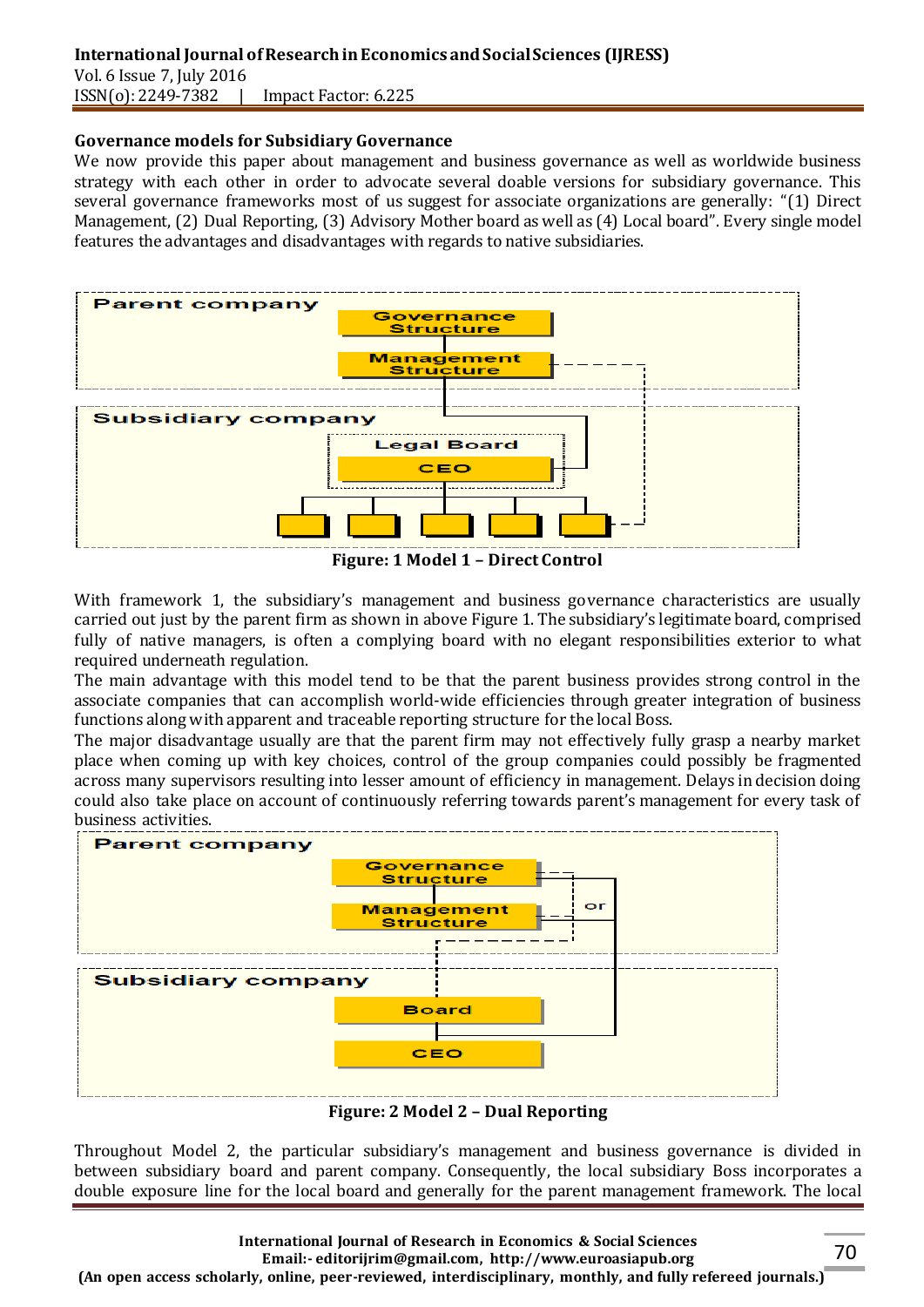### Governance models for Subsidiary Governance

We now provide this paper about management and business governance as well as worldwide business strategy with each other in order to advocate several doable versions for subsidiary governance. This several governance frameworks most of us suggest for associate organizations are generally: "(1) Direct Management, (2) Dual Reporting, (3) Advisory Mother board as well as (4) Local board". Every single model features the advantages and disadvantages with regards to native subsidiaries.

**Figure: 1 Model 1 – Direct Control**

With framework 1, the subsidiary's management and business governance characteristics are usually carried out just by the parent firm as shown in above Figure 1. The subsidiary's legitimate board, comprised fully of native managers, is often a complying board with no elegant responsibilities exterior to what required underneath regulation.

The main advantage with this model tend to be that the parent business provides strong control in the associate companies that can accomplish world-wide efficiencies through greater integration of business functions along with apparent and traceable reporting structure for the local Boss.

The major disadvantage usually are that the parent firm may not effectively fully grasp a nearby market place when coming up with key choices, control of the group companies could possibly be fragmented across many supervisors resulting into lesser amount of efficiency in management. Delays in decision doing could also take place on account of continuously referring towards parent's management for every task of business activities.

**Figure: 2 Model 2 – Dual Reporting**

Throughout Model 2, the particular subsidiary's management and business governance is divided in between subsidiary board and parent company. Consequently, the local subsidiary Boss incorporates a double exposure line for the local board and generally for the parent management framework. The local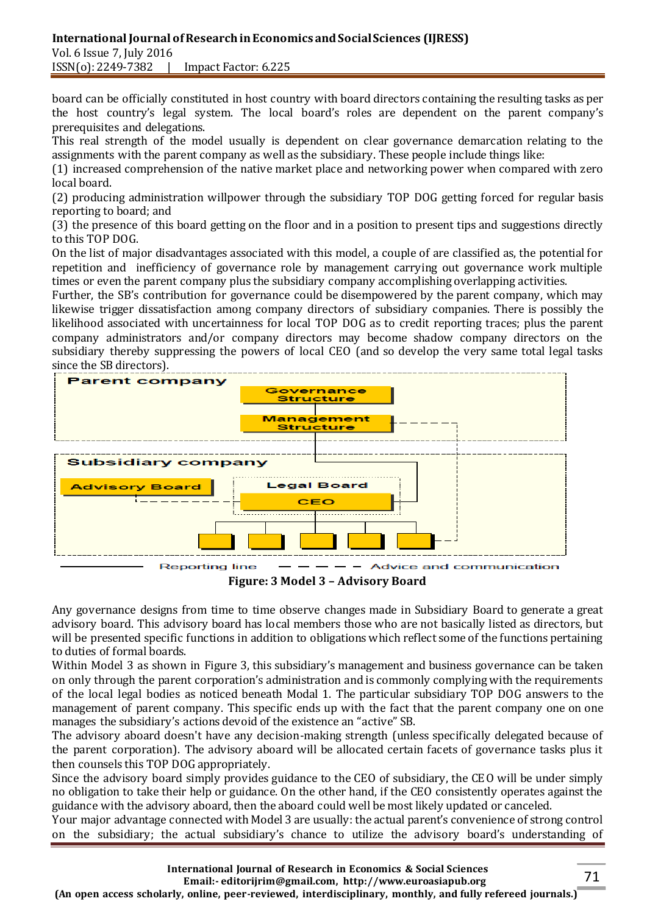board can be officially constituted in host country with board directors containing the resulting tasks as per the host country's legal system. The local board's roles are dependent on the parent company's prerequisites and delegations.

This real strength of the model usually is dependent on clear governance demarcation relating to the assignments with the parent company as well as the subsidiary. These people include things like:

(1) increased comprehension of the native market place and networking power when compared with zero local board.

(2) producing administration willpower through the subsidiary TOP DOG getting forced for regular basis reporting to board; and

(3) the presence of this board getting on the floor and in a position to present tips and suggestions directly to this TOP DOG.

On the list of major disadvantages associated with this model, a couple of are classified as, the potential for repetition and inefficiency of governance role by management carrying out governance work multiple times or even the parent company plus the subsidiary company accomplishing overlapping activities.

Further, the SB's contribution for governance could be disempowered by the parent company, which may likewise trigger dissatisfaction among company directors of subsidiary companies. There is possibly the likelihood associated with uncertainness for local TOP DOG as to credit reporting traces; plus the parent company administrators and/or company directors may become shadow company directors on the subsidiary thereby suppressing the powers of local CEO (and so develop the very same total legal tasks since the SB directors).

**Figure: 3 Model 3 – Advisory Board**

Any governance designs from time to time observe changes made in Subsidiary Board to generate a great advisory board. This advisory board has local members those who are not basically listed as directors, but will be presented specific functions in addition to obligations which reflect some of the functions pertaining to duties of formal boards.

Within Model 3 as shown in Figure 3, this subsidiary's management and business governance can be taken on only through the parent corporation's administration and is commonly complying with the requirements of the local legal bodies as noticed beneath Modal 1. The particular subsidiary TOP DOG answers to the management of parent company. This specific ends up with the fact that the parent company one on one manages the subsidiary's actions devoid of the existence an "active" SB.

The advisory aboard doesn't have any decision-making strength (unless specifically delegated because of the parent corporation). The advisory aboard will be allocated certain facets of governance tasks plus it then counsels this TOP DOG appropriately.

Since the advisory board simply provides guidance to the CEO of subsidiary, the CEO will be under simply no obligation to take their help or guidance. On the other hand, if the CEO consistently operates against the guidance with the advisory aboard, then the aboard could well be most likely updated or canceled.

Your major advantage connected with Model 3 are usually: the actual parent's convenience of strong control on the subsidiary; the actual subsidiary's chance to utilize the advisory board's understanding of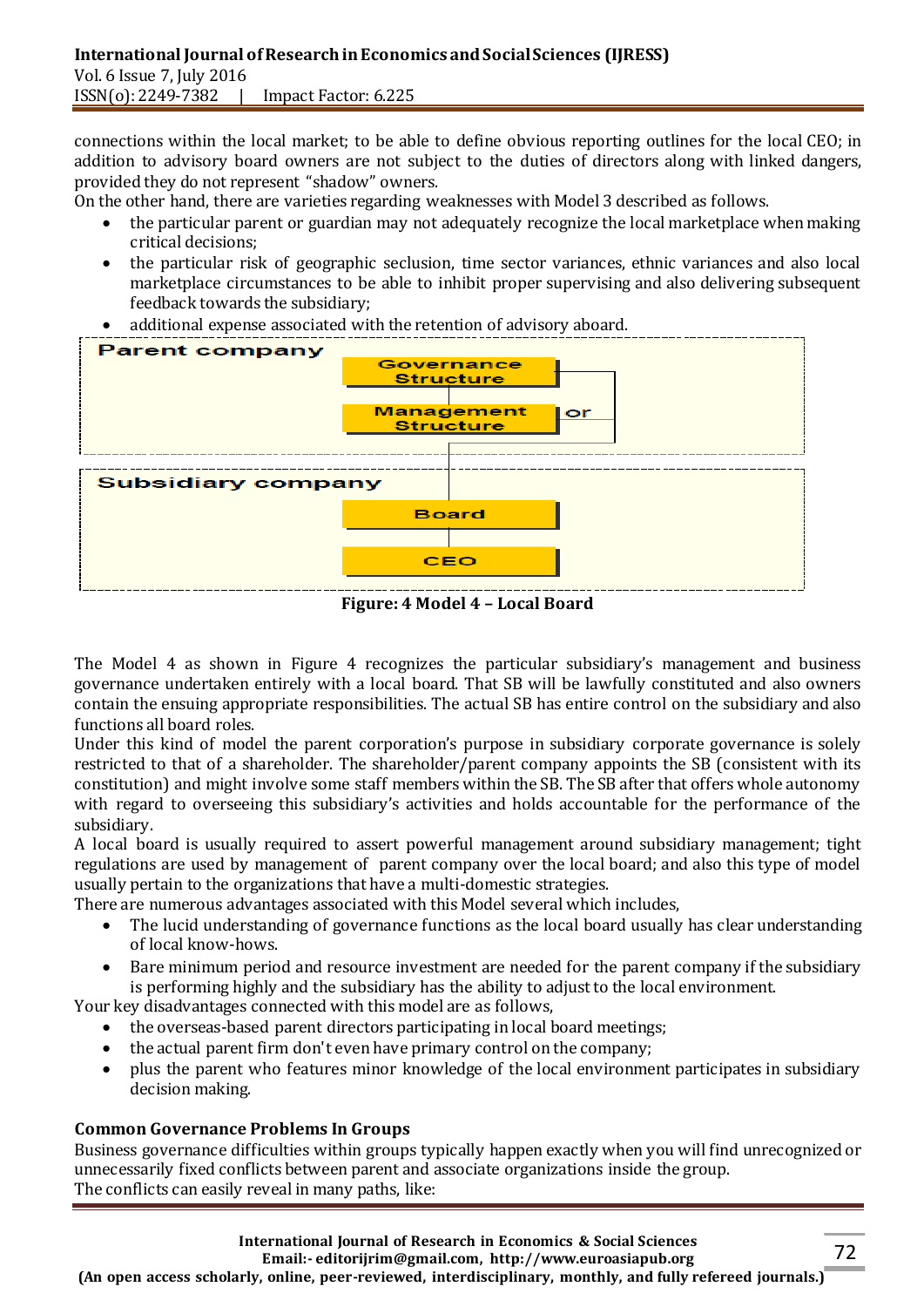connections within the local market; to be able to define obvious reporting outlines for the local CEO; in addition to advisory board owners are not subject to the duties of directors along with linked dangers, provided they do not represent "shadow" owners.

On the other hand, there are varieties regarding weaknesses with Model 3 described as follows.

- the particular parent or guardian may not adequately recognize the local marketplace when making critical decisions;
- the particular risk of geographic seclusion, time sector variances, ethnic variances and also local marketplace circumstances to be able to inhibit proper supervising and also delivering subsequent feedback towards the subsidiary;
- additional expense associated with the retention of advisory aboard.

Parent company

Governance Structure

Management Structure

or

Subsidiary company

Board

CEO

**Figure: 4 Model 4 – Local Board**

The Model 4 as shown in Figure 4 recognizes the particular subsidiary's management and business governance undertaken entirely with a local board. That SB will be lawfully constituted and also owners contain the ensuing appropriate responsibilities. The actual SB has entire control on the subsidiary and also functions all board roles.

Under this kind of model the parent corporation's purpose in subsidiary corporate governance is solely restricted to that of a shareholder. The shareholder/parent company appoints the SB (consistent with its constitution) and might involve some staff members within the SB. The SB after that offers whole autonomy with regard to overseeing this subsidiary's activities and holds accountable for the performance of the subsidiary.

A local board is usually required to assert powerful management around subsidiary management; tight regulations are used by management of parent company over the local board; and also this type of model usually pertain to the organizations that have a multi-domestic strategies.

There are numerous advantages associated with this Model several which includes,

- The lucid understanding of governance functions as the local board usually has clear understanding of local know-hows.
- Bare minimum period and resource investment are needed for the parent company if the subsidiary is performing highly and the subsidiary has the ability to adjust to the local environment.

Your key disadvantages connected with this model are as follows,

- the overseas-based parent directors participating in local board meetings;
- the actual parent firm don't even have primary control on the company;
- plus the parent who features minor knowledge of the local environment participates in subsidiary decision making.

### Common Governance Problems In Groups

Business governance difficulties within groups typically happen exactly when you will find unrecognized or unnecessarily fixed conflicts between parent and associate organizations inside the group.

The conflicts can easily reveal in many paths, like: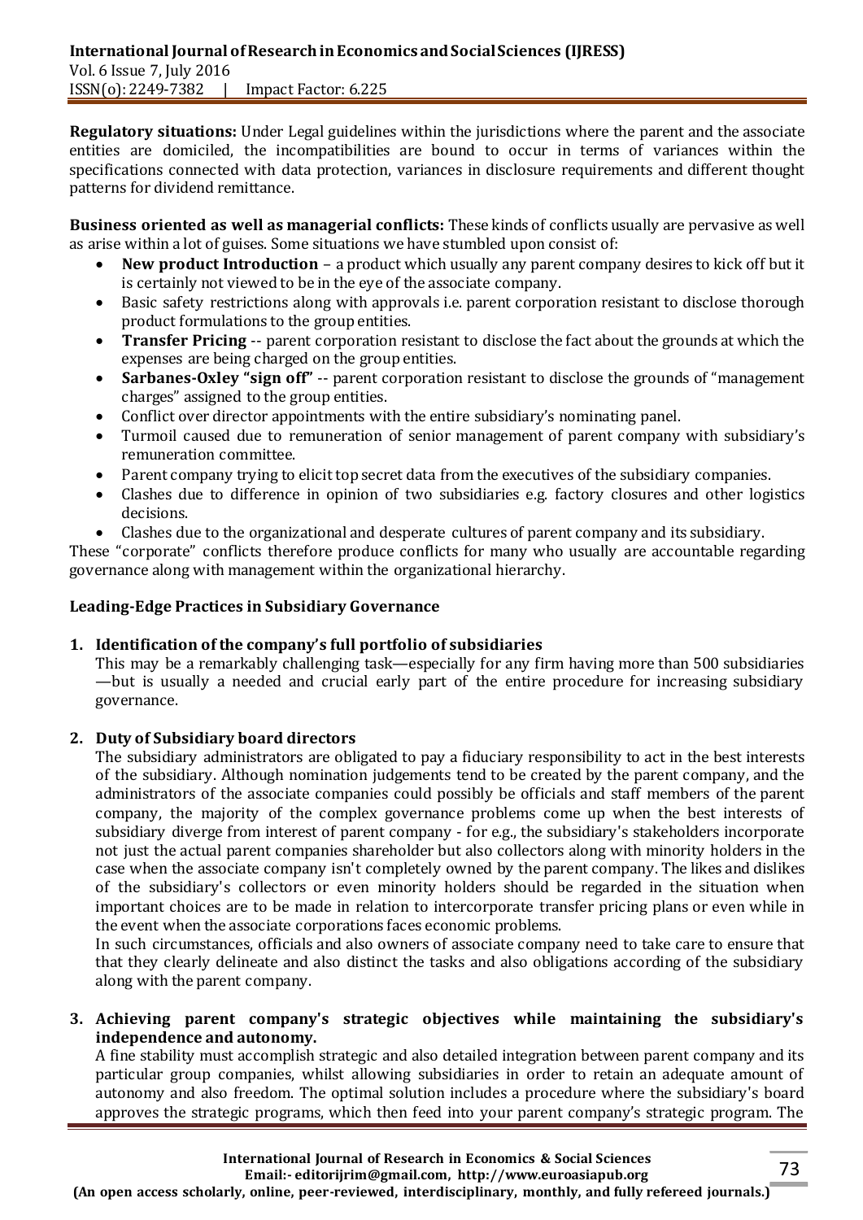**Regulatory situations:** Under Legal guidelines within the jurisdictions where the parent and the associate entities are domiciled, the incompatibilities are bound to occur in terms of variances within the specifications connected with data protection, variances in disclosure requirements and different thought patterns for dividend remittance.

**Business oriented as well as managerial conflicts:** These kinds of conflicts usually are pervasive as well as arise within a lot of guises. Some situations we have stumbled upon consist of:

- **New product Introduction** – a product which usually any parent company desires to kick off but it is certainly not viewed to be in the eye of the associate company.
- Basic safety restrictions along with approvals i.e. parent corporation resistant to disclose thorough product formulations to the group entities.
- **Transfer Pricing** -- parent corporation resistant to disclose the fact about the grounds at which the expenses are being charged on the group entities.
- **Sarbanes-Oxley "sign off"** -- parent corporation resistant to disclose the grounds of "management charges" assigned to the group entities.
- Conflict over director appointments with the entire subsidiary's nominating panel.
- Turmoil caused due to remuneration of senior management of parent company with subsidiary's remuneration committee.
- Parent company trying to elicit top secret data from the executives of the subsidiary companies.
- Clashes due to difference in opinion of two subsidiaries e.g. factory closures and other logistics decisions.
- Clashes due to the organizational and desperate cultures of parent company and its subsidiary.

These "corporate" conflicts therefore produce conflicts for many who usually are accountable regarding governance along with management within the organizational hierarchy.

### Leading-Edge Practices in Subsidiary Governance

1. **Identification of the company's full portfolio of subsidiaries**

   This may be a remarkably challenging task—especially for any firm having more than 500 subsidiaries—but is usually a needed and crucial early part of the entire procedure for increasing subsidiary governance.

2. **Duty of Subsidiary board directors**

   The subsidiary administrators are obligated to pay a fiduciary responsibility to act in the best interests of the subsidiary. Although nomination judgements tend to be created by the parent company, and the administrators of the associate companies could possibly be officials and staff members of the parent company, the majority of the complex governance problems come up when the best interests of subsidiary diverge from interest of parent company - for e.g., the subsidiary's stakeholders incorporate not just the actual parent companies shareholder but also collectors along with minority holders in the case when the associate company isn't completely owned by the parent company. The likes and dislikes of the subsidiary's collectors or even minority holders should be regarded in the situation when important choices are to be made in relation to intercorporate transfer pricing plans or even while in the event when the associate corporations faces economic problems.

   In such circumstances, officials and also owners of associate company need to take care to ensure that that they clearly delineate and also distinct the tasks and also obligations according of the subsidiary along with the parent company.

3. **Achieving parent company's strategic objectives while maintaining the subsidiary's independence and autonomy.**

   A fine stability must accomplish strategic and also detailed integration between parent company and its particular group companies, whilst allowing subsidiaries in order to retain an adequate amount of autonomy and also freedom. The optimal solution includes a procedure where the subsidiary's board approves the strategic programs, which then feed into your parent company's strategic program. The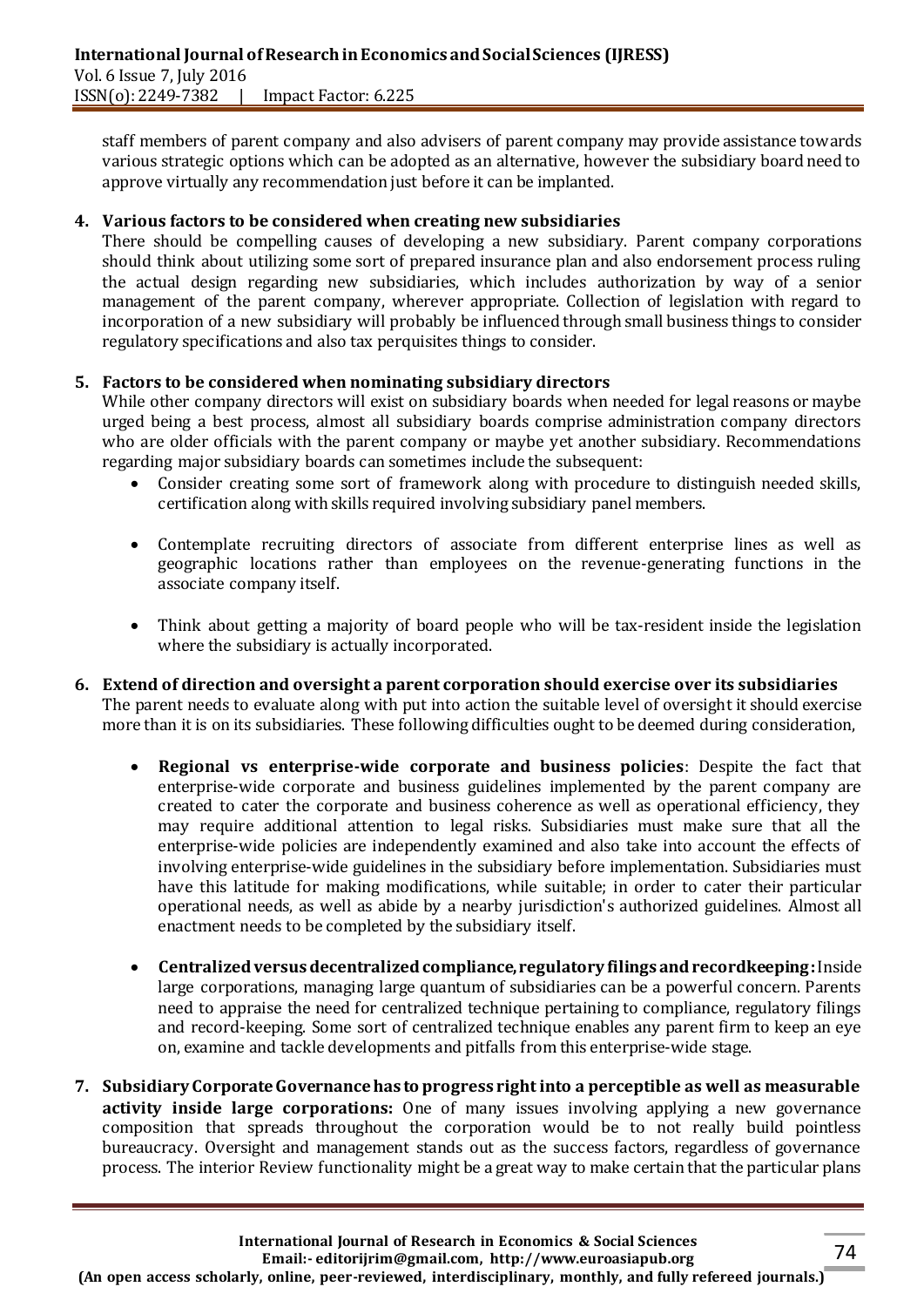staff members of parent company and also advisers of parent company may provide assistance towards various strategic options which can be adopted as an alternative, however the subsidiary board need to approve virtually any recommendation just before it can be implanted.

4. **Various factors to be considered when creating new subsidiaries**

   There should be compelling causes of developing a new subsidiary. Parent company corporations should think about utilizing some sort of prepared insurance plan and also endorsement process ruling the actual design regarding new subsidiaries, which includes authorization by way of a senior management of the parent company, wherever appropriate. Collection of legislation with regard to incorporation of a new subsidiary will probably be influenced through small business things to consider regulatory specifications and also tax perquisites things to consider.

5. **Factors to be considered when nominating subsidiary directors**

   While other company directors will exist on subsidiary boards when needed for legal reasons or maybe urged being a best process, almost all subsidiary boards comprise administration company directors who are older officials with the parent company or maybe yet another subsidiary. Recommendations regarding major subsidiary boards can sometimes include the subsequent:

   - Consider creating some sort of framework along with procedure to distinguish needed skills, certification along with skills required involving subsidiary panel members.
   - Contemplate recruiting directors of associate from different enterprise lines as well as geographic locations rather than employees on the revenue-generating functions in the associate company itself.
   - Think about getting a majority of board people who will be tax-resident inside the legislation where the subsidiary is actually incorporated.

6. **Extend of direction and oversight a parent corporation should exercise over its subsidiaries**

   The parent needs to evaluate along with put into action the suitable level of oversight it should exercise more than it is on its subsidiaries. These following difficulties ought to be deemed during consideration,

   - **Regional vs enterprise-wide corporate and business policies**: Despite the fact that enterprise-wide corporate and business guidelines implemented by the parent company are created to cater the corporate and business coherence as well as operational efficiency, they may require additional attention to legal risks. Subsidiaries must make sure that all the enterprise-wide policies are independently examined and also take into account the effects of involving enterprise-wide guidelines in the subsidiary before implementation. Subsidiaries must have this latitude for making modifications, while suitable; in order to cater their particular operational needs, as well as abide by a nearby jurisdiction's authorized guidelines. Almost all enactment needs to be completed by the subsidiary itself.
   - **Centralized versus decentralized compliance, regulatory filings and recordkeeping:** Inside large corporations, managing large quantum of subsidiaries can be a powerful concern. Parents need to appraise the need for centralized technique pertaining to compliance, regulatory filings and record-keeping. Some sort of centralized technique enables any parent firm to keep an eye on, examine and tackle developments and pitfalls from this enterprise-wide stage.

7. **Subsidiary Corporate Governance has to progress right into a perceptible as well as measurable activity inside large corporations:** One of many issues involving applying a new governance composition that spreads throughout the corporation would be to not really build pointless bureaucracy. Oversight and management stands out as the success factors, regardless of governance process. The interior Review functionality might be a great way to make certain that the particular plans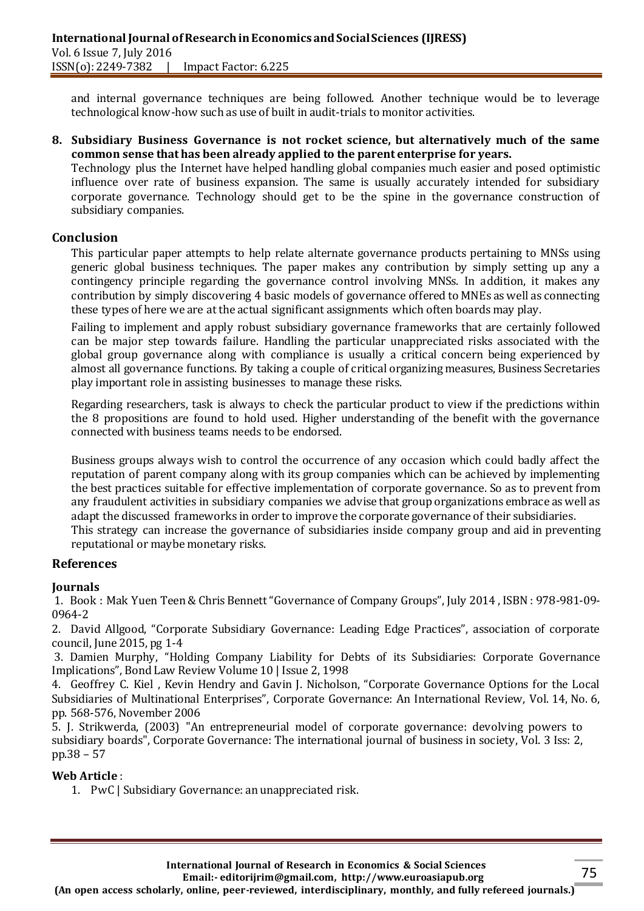and internal governance techniques are being followed. Another technique would be to leverage technological know-how such as use of built in audit-trials to monitor activities.

8. **Subsidiary Business Governance is not rocket science, but alternatively much of the same common sense that has been already applied to the parent enterprise for years.**
   Technology plus the Internet have helped handling global companies much easier and posed optimistic influence over rate of business expansion. The same is usually accurately intended for subsidiary corporate governance. Technology should get to be the spine in the governance construction of subsidiary companies.

## Conclusion

This particular paper attempts to help relate alternate governance products pertaining to MNSs using generic global business techniques. The paper makes any contribution by simply setting up any a contingency principle regarding the governance control involving MNSs. In addition, it makes any contribution by simply discovering 4 basic models of governance offered to MNEs as well as connecting these types of here we are at the actual significant assignments which often boards may play.

Failing to implement and apply robust subsidiary governance frameworks that are certainly followed can be major step towards failure. Handling the particular unappreciated risks associated with the global group governance along with compliance is usually a critical concern being experienced by almost all governance functions. By taking a couple of critical organizing measures, Business Secretaries play important role in assisting businesses to manage these risks.

Regarding researchers, task is always to check the particular product to view if the predictions within the 8 propositions are found to hold used. Higher understanding of the benefit with the governance connected with business teams needs to be endorsed.

Business groups always wish to control the occurrence of any occasion which could badly affect the reputation of parent company along with its group companies which can be achieved by implementing the best practices suitable for effective implementation of corporate governance. So as to prevent from any fraudulent activities in subsidiary companies we advise that group organizations embrace as well as adapt the discussed frameworks in order to improve the corporate governance of their subsidiaries.
This strategy can increase the governance of subsidiaries inside company group and aid in preventing reputational or maybe monetary risks.

## References

### Journals

1. Book : Mak Yuen Teen & Chris Bennett "Governance of Company Groups", July 2014 , ISBN : 978-981-09-0964-2
2. David Allgood, "Corporate Subsidiary Governance: Leading Edge Practices", association of corporate council, June 2015, pg 1-4
3. Damien Murphy, "Holding Company Liability for Debts of its Subsidiaries: Corporate Governance Implications", Bond Law Review Volume 10 | Issue 2, 1998
4. Geoffrey C. Kiel , Kevin Hendry and Gavin J. Nicholson, "Corporate Governance Options for the Local Subsidiaries of Multinational Enterprises", Corporate Governance: An International Review, Vol. 14, No. 6, pp. 568-576, November 2006
5. J. Strikwerda, (2003) "An entrepreneurial model of corporate governance: devolving powers to subsidiary boards", Corporate Governance: The international journal of business in society, Vol. 3 Iss: 2, pp.38 – 57

### Web Article :

1. PwC | Subsidiary Governance: an unappreciated risk.